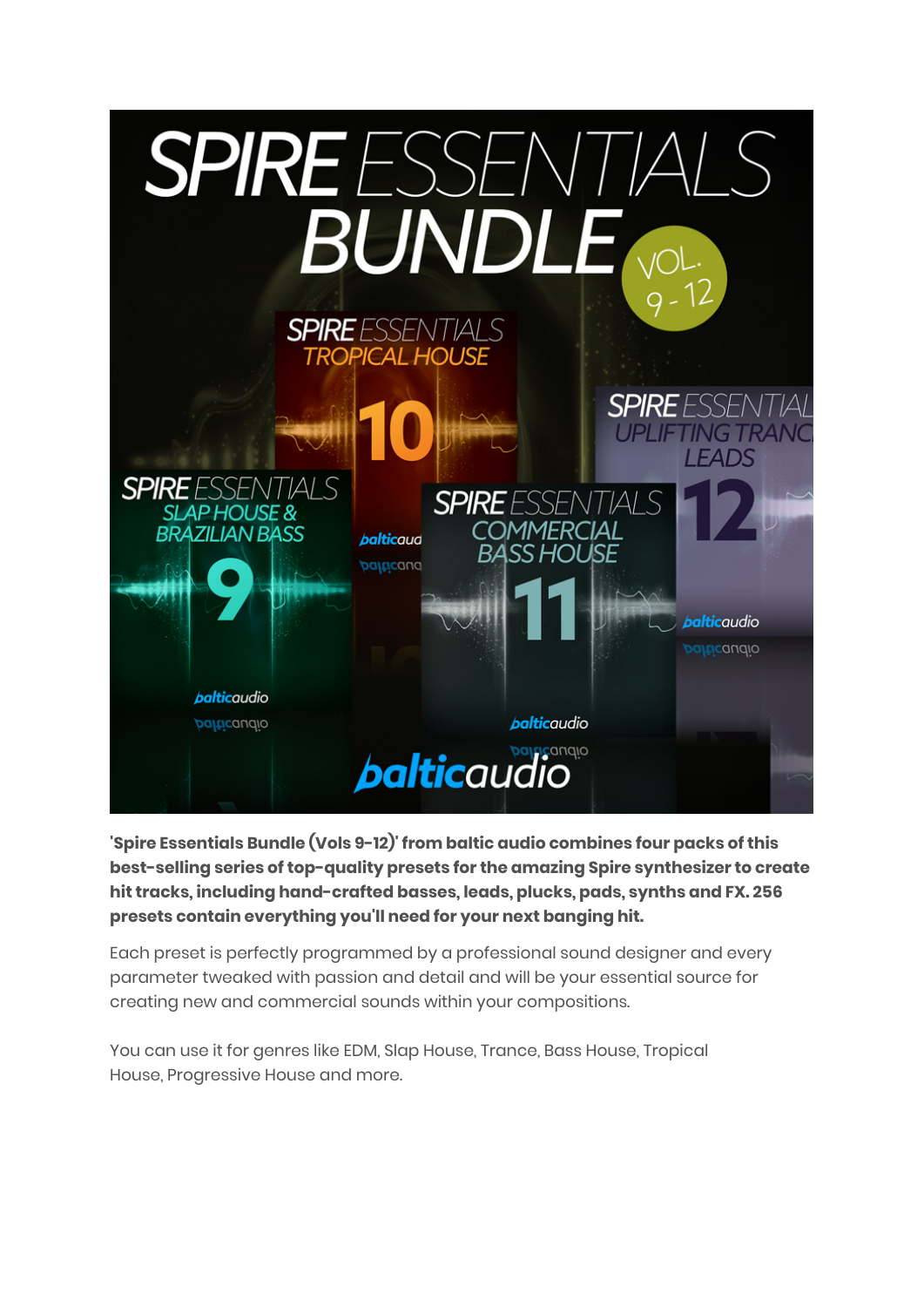**'Spire Essentials Bundle (Vols 9-12)' from baltic audio combines four packs of this best-selling series of top-quality presets for the amazing Spire synthesizer to create hit tracks, including hand-crafted basses, leads, plucks, pads, synths and FX. 256 presets contain everything you'll need for your next banging hit.**

Each preset is perfectly programmed by a professional sound designer and every parameter tweaked with passion and detail and will be your essential source for creating new and commercial sounds within your compositions.

You can use it for genres like EDM, Slap House, Trance, Bass House, Tropical House, Progressive House and more.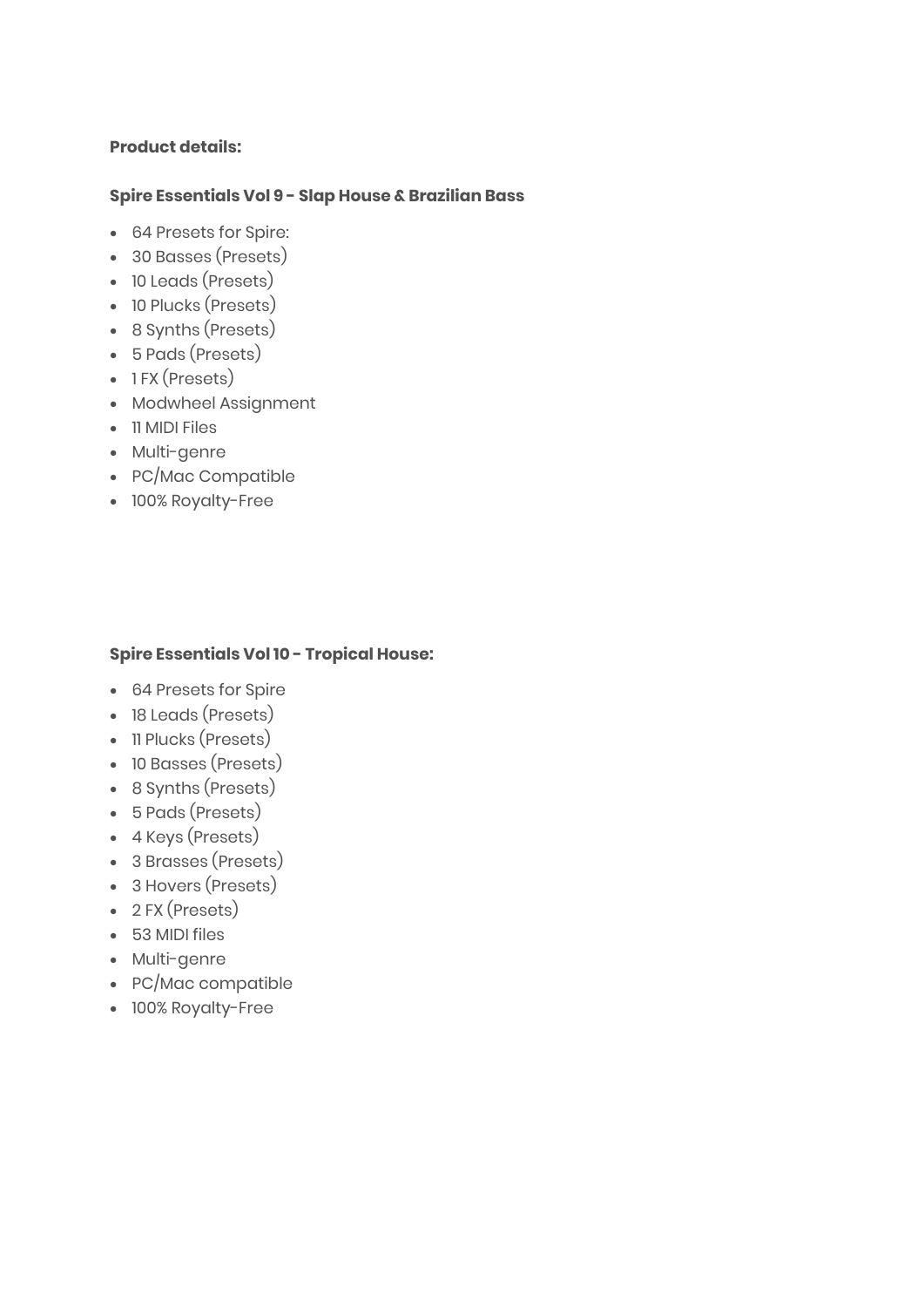**Product details:**

**Spire Essentials Vol 9 - Slap House & Brazilian Bass**

- 64 Presets for Spire:
- 30 Basses (Presets)
- 10 Leads (Presets)
- 10 Plucks (Presets)
- 8 Synths (Presets)
- 5 Pads (Presets)
- 1 FX (Presets)
- Modwheel Assignment
- 11 MIDI Files
- Multi-genre
- PC/Mac Compatible
- 100% Royalty-Free

**Spire Essentials Vol 10 - Tropical House:**

- 64 Presets for Spire
- 18 Leads (Presets)
- 11 Plucks (Presets)
- 10 Basses (Presets)
- 8 Synths (Presets)
- 5 Pads (Presets)
- 4 Keys (Presets)
- 3 Brasses (Presets)
- 3 Hovers (Presets)
- 2 FX (Presets)
- 53 MIDI files
- Multi-genre
- PC/Mac compatible
- 100% Royalty-Free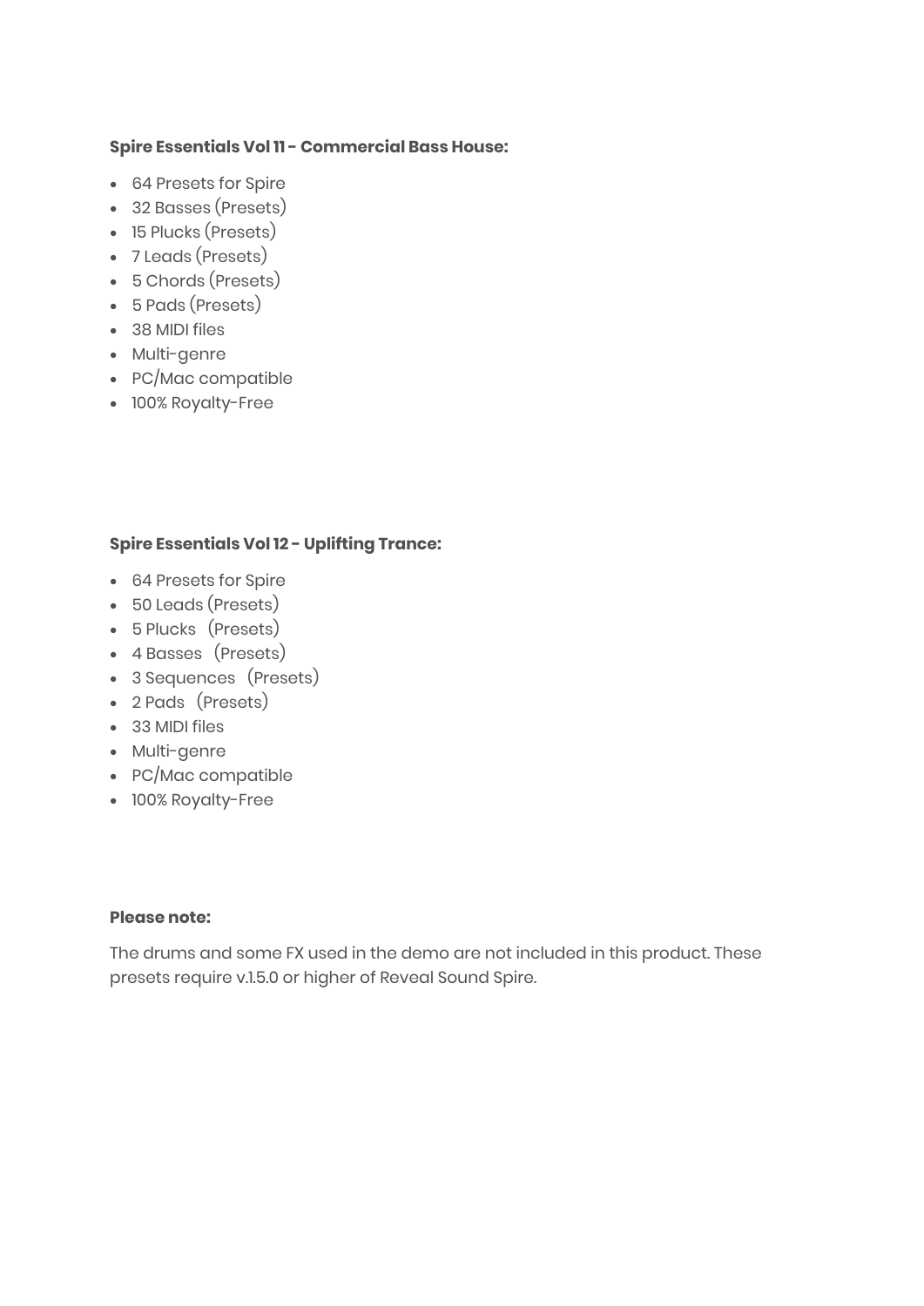**Spire Essentials Vol 11 - Commercial Bass House:**

- 64 Presets for Spire
- 32 Basses (Presets)
- 15 Plucks (Presets)
- 7 Leads (Presets)
- 5 Chords (Presets)
- 5 Pads (Presets)
- 38 MIDI files
- Multi-genre
- PC/Mac compatible
- 100% Royalty-Free

**Spire Essentials Vol 12 - Uplifting Trance:**

- 64 Presets for Spire
- 50 Leads (Presets)
- 5 Plucks (Presets)
- 4 Basses (Presets)
- 3 Sequences (Presets)
- 2 Pads (Presets)
- 33 MIDI files
- Multi-genre
- PC/Mac compatible
- 100% Royalty-Free

**Please note:**

The drums and some FX used in the demo are not included in this product. These presets require v.1.5.0 or higher of Reveal Sound Spire.